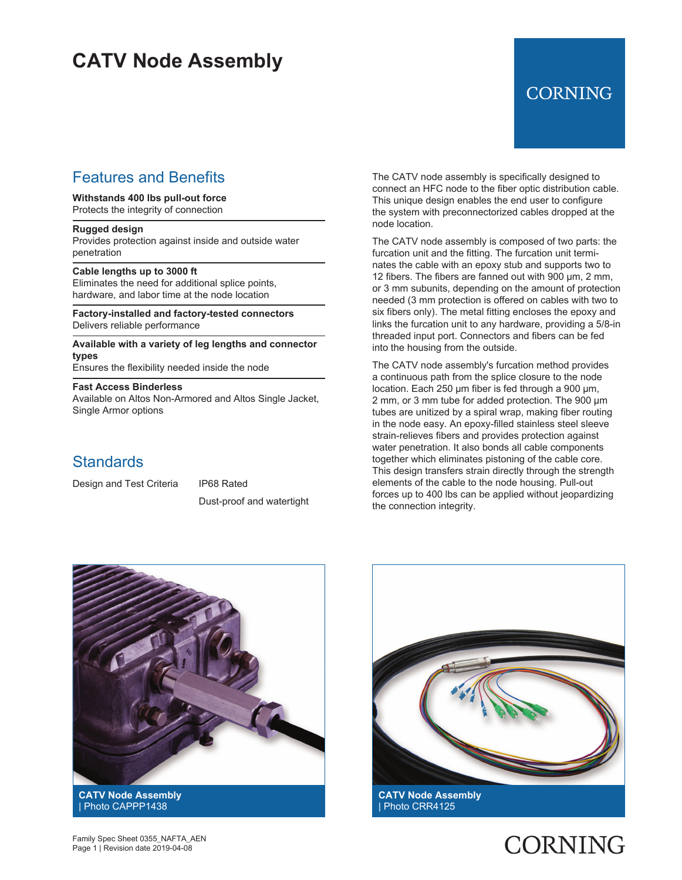# CATV Node Assembly

CORNING

## Features and Benefits

**Withstands 400 lbs pull-out force**
Protects the integrity of connection

**Rugged design**
Provides protection against inside and outside water penetration

**Cable lengths up to 3000 ft**
Eliminates the need for additional splice points, hardware, and labor time at the node location

**Factory-installed and factory-tested connectors**
Delivers reliable performance

**Available with a variety of leg lengths and connector types**
Ensures the flexibility needed inside the node

**Fast Access Binderless**
Available on Altos Non-Armored and Altos Single Jacket, Single Armor options

## Standards

| Design and Test Criteria | IP68 Rated |
|---|---|
| | Dust-proof and watertight |

The CATV node assembly is specifically designed to connect an HFC node to the fiber optic distribution cable. This unique design enables the end user to configure the system with preconnectorized cables dropped at the node location.

The CATV node assembly is composed of two parts: the furcation unit and the fitting. The furcation unit terminates the cable with an epoxy stub and supports two to 12 fibers. The fibers are fanned out with 900 µm, 2 mm, or 3 mm subunits, depending on the amount of protection needed (3 mm protection is offered on cables with two to six fibers only). The metal fitting encloses the epoxy and links the furcation unit to any hardware, providing a 5/8-in threaded input port. Connectors and fibers can be fed into the housing from the outside.

The CATV node assembly's furcation method provides a continuous path from the splice closure to the node location. Each 250 µm fiber is fed through a 900 µm, 2 mm, or 3 mm tube for added protection. The 900 µm tubes are unitized by a spiral wrap, making fiber routing in the node easy. An epoxy-filled stainless steel sleeve strain-relieves fibers and provides protection against water penetration. It also bonds all cable components together which eliminates pistoning of the cable core. This design transfers strain directly through the strength elements of the cable to the node housing. Pull-out forces up to 400 lbs can be applied without jeopardizing the connection integrity.

**CATV Node Assembly** | Photo CAPPP1438

**CATV Node Assembly** | Photo CRR4125

Family Spec Sheet 0355_NAFTA_AEN
Revision date 2019-04-08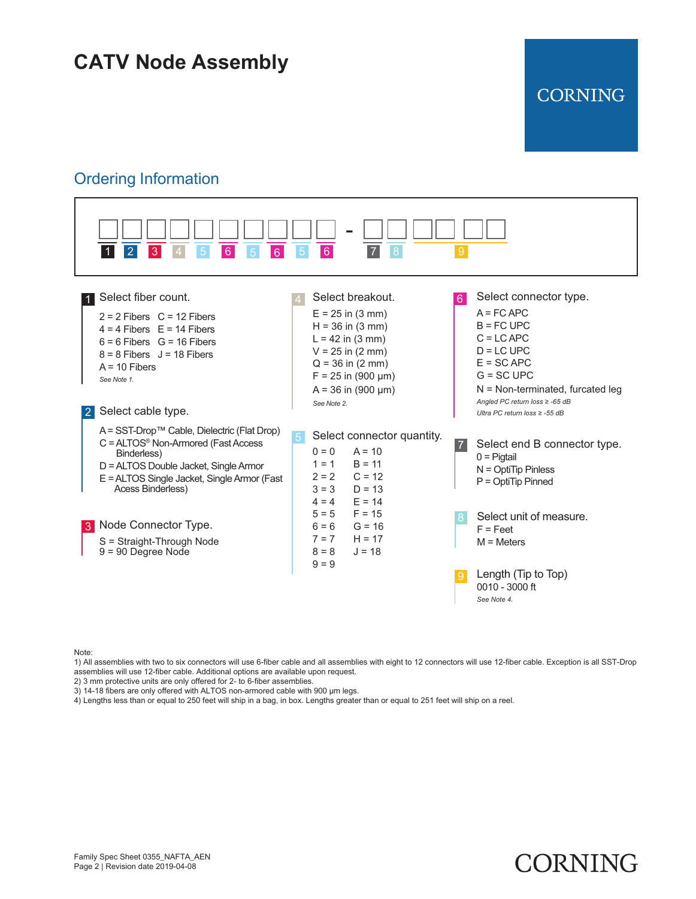# CATV Node Assembly

## Ordering Information

| 1 | 2 | 3 | 4 | 5 | 6 | 5 | 6 | 5 | 6 | - | 7 | 8 | 9 |
|---|---|---|---|---|---|---|---|---|---|---|---|---|---|
| ☐ | ☐ | ☐ | ☐ | ☐ | ☐ | ☐ | ☐ | ☐ | ☐ | - | ☐ | ☐ | ☐☐☐☐ |

**1 Select fiber count.**

- 2 = 2 Fibers
- 4 = 4 Fibers
- 6 = 6 Fibers
- 8 = 8 Fibers
- A = 10 Fibers
- C = 12 Fibers
- E = 14 Fibers
- G = 16 Fibers
- J = 18 Fibers

*See Note 1.*

**2 Select cable type.**

- A = SST-Drop™ Cable, Dielectric (Flat Drop)
- C = ALTOS® Non-Armored (Fast Access Binderless)
- D = ALTOS Double Jacket, Single Armor
- E = ALTOS Single Jacket, Single Armor (Fast Acess Binderless)

**3 Node Connector Type.**

- S = Straight-Through Node
- 9 = 90 Degree Node

**4 Select breakout.**

- E = 25 in (3 mm)
- H = 36 in (3 mm)
- L = 42 in (3 mm)
- V = 25 in (2 mm)
- Q = 36 in (2 mm)
- F = 25 in (900 µm)
- A = 36 in (900 µm)

*See Note 2.*

**5 Select connector quantity.**

- 0 = 0
- 1 = 1
- 2 = 2
- 3 = 3
- 4 = 4
- 5 = 5
- 6 = 6
- 7 = 7
- 8 = 8
- 9 = 9
- A = 10
- B = 11
- C = 12
- D = 13
- E = 14
- F = 15
- G = 16
- H = 17
- J = 18

**6 Select connector type.**

- A = FC APC
- B = FC UPC
- C = LC APC
- D = LC UPC
- E = SC APC
- G = SC UPC
- N = Non-terminated, furcated leg

*Angled PC return loss ≥ -65 dB*
*Ultra PC return loss ≥ -55 dB*

**7 Select end B connector type.**

- 0 = Pigtail
- N = OptiTip Pinless
- P = OptiTip Pinned

**8 Select unit of measure.**

- F = Feet
- M = Meters

**9 Length (Tip to Top)**

0010 - 3000 ft

*See Note 4.*

Note:

1) All assemblies with two to six connectors will use 6-fiber cable and all assemblies with eight to 12 connectors will use 12-fiber cable. Exception is all SST-Drop assemblies will use 12-fiber cable. Additional options are available upon request.
2) 3 mm protective units are only offered for 2- to 6-fiber assemblies.
3) 14-18 fibers are only offered with ALTOS non-armored cable with 900 µm legs.
4) Lengths less than or equal to 250 feet will ship in a bag, in box. Lengths greater than or equal to 251 feet will ship on a reel.

Family Spec Sheet 0355_NAFTA_AEN
Revision date 2019-04-08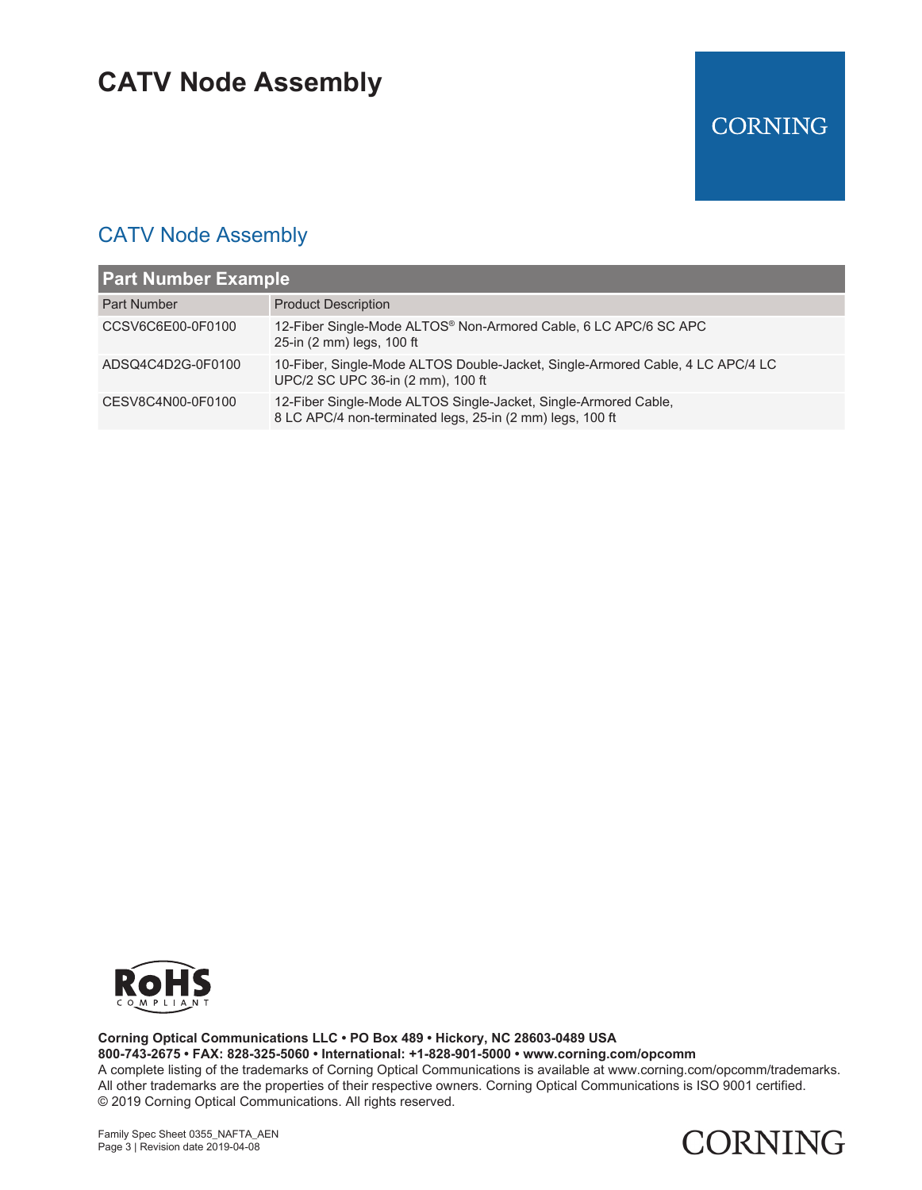# CATV Node Assembly

CORNING

## CATV Node Assembly

| Part Number Example | |
|---|---|
| Part Number | Product Description |
| CCSV6C6E00-0F0100 | 12-Fiber Single-Mode ALTOS® Non-Armored Cable, 6 LC APC/6 SC APC 25-in (2 mm) legs, 100 ft |
| ADSQ4C4D2G-0F0100 | 10-Fiber, Single-Mode ALTOS Double-Jacket, Single-Armored Cable, 4 LC APC/4 LC UPC/2 SC UPC 36-in (2 mm), 100 ft |
| CESV8C4N00-0F0100 | 12-Fiber Single-Mode ALTOS Single-Jacket, Single-Armored Cable, 8 LC APC/4 non-terminated legs, 25-in (2 mm) legs, 100 ft |

RoHS COMPLIANT

**Corning Optical Communications LLC • PO Box 489 • Hickory, NC 28603-0489 USA**
**800-743-2675 • FAX: 828-325-5060 • International: +1-828-901-5000 • www.corning.com/opcomm**
A complete listing of the trademarks of Corning Optical Communications is available at www.corning.com/opcomm/trademarks. All other trademarks are the properties of their respective owners. Corning Optical Communications is ISO 9001 certified. © 2019 Corning Optical Communications. All rights reserved.

Family Spec Sheet 0355_NAFTA_AEN
Revision date 2019-04-08